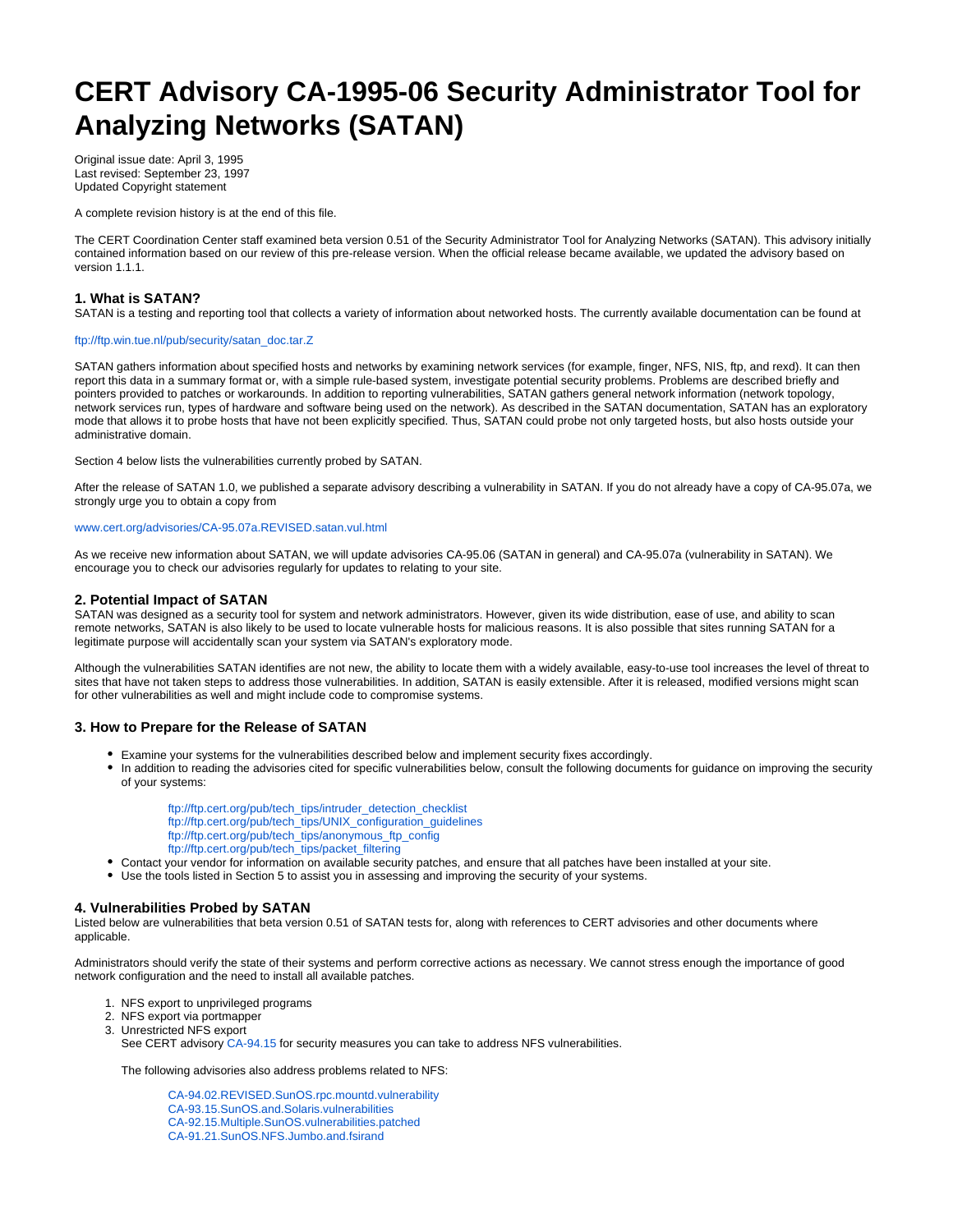# CERT Advisory CA-1995-06 Security Administrator Tool for Analyzing Networks (SATAN)

Original issue date: April 3, 1995
Last revised: September 23, 1997
Updated Copyright statement

A complete revision history is at the end of this file.

The CERT Coordination Center staff examined beta version 0.51 of the Security Administrator Tool for Analyzing Networks (SATAN). This advisory initially contained information based on our review of this pre-release version. When the official release became available, we updated the advisory based on version 1.1.1.

### 1. What is SATAN?

SATAN is a testing and reporting tool that collects a variety of information about networked hosts. The currently available documentation can be found at

ftp://ftp.win.tue.nl/pub/security/satan_doc.tar.Z

SATAN gathers information about specified hosts and networks by examining network services (for example, finger, NFS, NIS, ftp, and rexd). It can then report this data in a summary format or, with a simple rule-based system, investigate potential security problems. Problems are described briefly and pointers provided to patches or workarounds. In addition to reporting vulnerabilities, SATAN gathers general network information (network topology, network services run, types of hardware and software being used on the network). As described in the SATAN documentation, SATAN has an exploratory mode that allows it to probe hosts that have not been explicitly specified. Thus, SATAN could probe not only targeted hosts, but also hosts outside your administrative domain.

Section 4 below lists the vulnerabilities currently probed by SATAN.

After the release of SATAN 1.0, we published a separate advisory describing a vulnerability in SATAN. If you do not already have a copy of CA-95.07a, we strongly urge you to obtain a copy from

www.cert.org/advisories/CA-95.07a.REVISED.satan.vul.html

As we receive new information about SATAN, we will update advisories CA-95.06 (SATAN in general) and CA-95.07a (vulnerability in SATAN). We encourage you to check our advisories regularly for updates to relating to your site.

### 2. Potential Impact of SATAN

SATAN was designed as a security tool for system and network administrators. However, given its wide distribution, ease of use, and ability to scan remote networks, SATAN is also likely to be used to locate vulnerable hosts for malicious reasons. It is also possible that sites running SATAN for a legitimate purpose will accidentally scan your system via SATAN's exploratory mode.

Although the vulnerabilities SATAN identifies are not new, the ability to locate them with a widely available, easy-to-use tool increases the level of threat to sites that have not taken steps to address those vulnerabilities. In addition, SATAN is easily extensible. After it is released, modified versions might scan for other vulnerabilities as well and might include code to compromise systems.

### 3. How to Prepare for the Release of SATAN

- Examine your systems for the vulnerabilities described below and implement security fixes accordingly.
- In addition to reading the advisories cited for specific vulnerabilities below, consult the following documents for guidance on improving the security of your systems:

  ftp://ftp.cert.org/pub/tech_tips/intruder_detection_checklist
  ftp://ftp.cert.org/pub/tech_tips/UNIX_configuration_guidelines
  ftp://ftp.cert.org/pub/tech_tips/anonymous_ftp_config
  ftp://ftp.cert.org/pub/tech_tips/packet_filtering
- Contact your vendor for information on available security patches, and ensure that all patches have been installed at your site.
- Use the tools listed in Section 5 to assist you in assessing and improving the security of your systems.

### 4. Vulnerabilities Probed by SATAN

Listed below are vulnerabilities that beta version 0.51 of SATAN tests for, along with references to CERT advisories and other documents where applicable.

Administrators should verify the state of their systems and perform corrective actions as necessary. We cannot stress enough the importance of good network configuration and the need to install all available patches.

1. NFS export to unprivileged programs
2. NFS export via portmapper
3. Unrestricted NFS export
   See CERT advisory CA-94.15 for security measures you can take to address NFS vulnerabilities.

   The following advisories also address problems related to NFS:

   CA-94.02.REVISED.SunOS.rpc.mountd.vulnerability
   CA-93.15.SunOS.and.Solaris.vulnerabilities
   CA-92.15.Multiple.SunOS.vulnerabilities.patched
   CA-91.21.SunOS.NFS.Jumbo.and.fsirand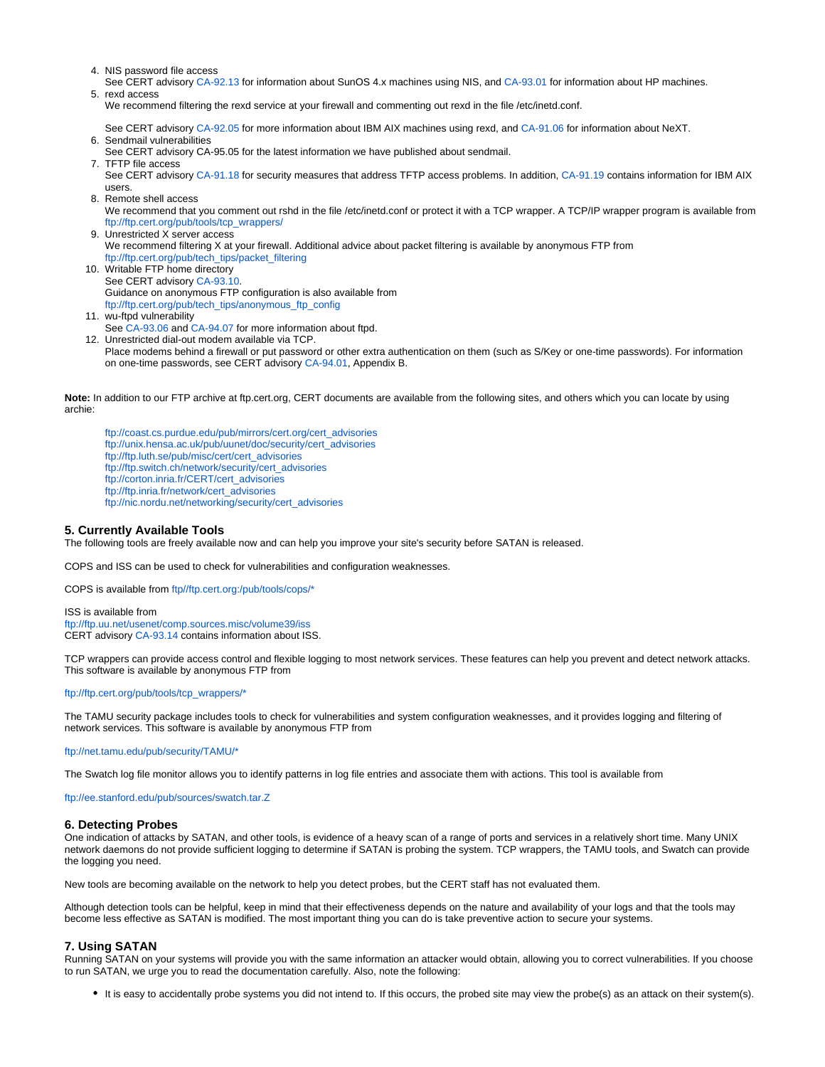4. NIS password file access
   See CERT advisory CA-92.13 for information about SunOS 4.x machines using NIS, and CA-93.01 for information about HP machines.
5. rexd access
   We recommend filtering the rexd service at your firewall and commenting out rexd in the file /etc/inetd.conf.

   See CERT advisory CA-92.05 for more information about IBM AIX machines using rexd, and CA-91.06 for information about NeXT.
6. Sendmail vulnerabilities
   See CERT advisory CA-95.05 for the latest information we have published about sendmail.
7. TFTP file access
   See CERT advisory CA-91.18 for security measures that address TFTP access problems. In addition, CA-91.19 contains information for IBM AIX users.
8. Remote shell access
   We recommend that you comment out rshd in the file /etc/inetd.conf or protect it with a TCP wrapper. A TCP/IP wrapper program is available from ftp://ftp.cert.org/pub/tools/tcp_wrappers/
9. Unrestricted X server access
   We recommend filtering X at your firewall. Additional advice about packet filtering is available by anonymous FTP from ftp://ftp.cert.org/pub/tech_tips/packet_filtering
10. Writable FTP home directory
    See CERT advisory CA-93.10.
    Guidance on anonymous FTP configuration is also available from ftp://ftp.cert.org/pub/tech_tips/anonymous_ftp_config
11. wu-ftpd vulnerability
    See CA-93.06 and CA-94.07 for more information about ftpd.
12. Unrestricted dial-out modem available via TCP.
    Place modems behind a firewall or put password or other extra authentication on them (such as S/Key or one-time passwords). For information on one-time passwords, see CERT advisory CA-94.01, Appendix B.

**Note:** In addition to our FTP archive at ftp.cert.org, CERT documents are available from the following sites, and others which you can locate by using archie:

ftp://coast.cs.purdue.edu/pub/mirrors/cert.org/cert_advisories
ftp://unix.hensa.ac.uk/pub/uunet/doc/security/cert_advisories
ftp://ftp.luth.se/pub/misc/cert/cert_advisories
ftp://ftp.switch.ch/network/security/cert_advisories
ftp://corton.inria.fr/CERT/cert_advisories
ftp://ftp.inria.fr/network/cert_advisories
ftp://nic.nordu.net/networking/security/cert_advisories

### 5. Currently Available Tools

The following tools are freely available now and can help you improve your site's security before SATAN is released.

COPS and ISS can be used to check for vulnerabilities and configuration weaknesses.

COPS is available from ftp//ftp.cert.org:/pub/tools/cops/*

ISS is available from
ftp://ftp.uu.net/usenet/comp.sources.misc/volume39/iss
CERT advisory CA-93.14 contains information about ISS.

TCP wrappers can provide access control and flexible logging to most network services. These features can help you prevent and detect network attacks. This software is available by anonymous FTP from

ftp://ftp.cert.org/pub/tools/tcp_wrappers/*

The TAMU security package includes tools to check for vulnerabilities and system configuration weaknesses, and it provides logging and filtering of network services. This software is available by anonymous FTP from

ftp://net.tamu.edu/pub/security/TAMU/*

The Swatch log file monitor allows you to identify patterns in log file entries and associate them with actions. This tool is available from

ftp://ee.stanford.edu/pub/sources/swatch.tar.Z

### 6. Detecting Probes

One indication of attacks by SATAN, and other tools, is evidence of a heavy scan of a range of ports and services in a relatively short time. Many UNIX network daemons do not provide sufficient logging to determine if SATAN is probing the system. TCP wrappers, the TAMU tools, and Swatch can provide the logging you need.

New tools are becoming available on the network to help you detect probes, but the CERT staff has not evaluated them.

Although detection tools can be helpful, keep in mind that their effectiveness depends on the nature and availability of your logs and that the tools may become less effective as SATAN is modified. The most important thing you can do is take preventive action to secure your systems.

### 7. Using SATAN

Running SATAN on your systems will provide you with the same information an attacker would obtain, allowing you to correct vulnerabilities. If you choose to run SATAN, we urge you to read the documentation carefully. Also, note the following:

- It is easy to accidentally probe systems you did not intend to. If this occurs, the probed site may view the probe(s) as an attack on their system(s).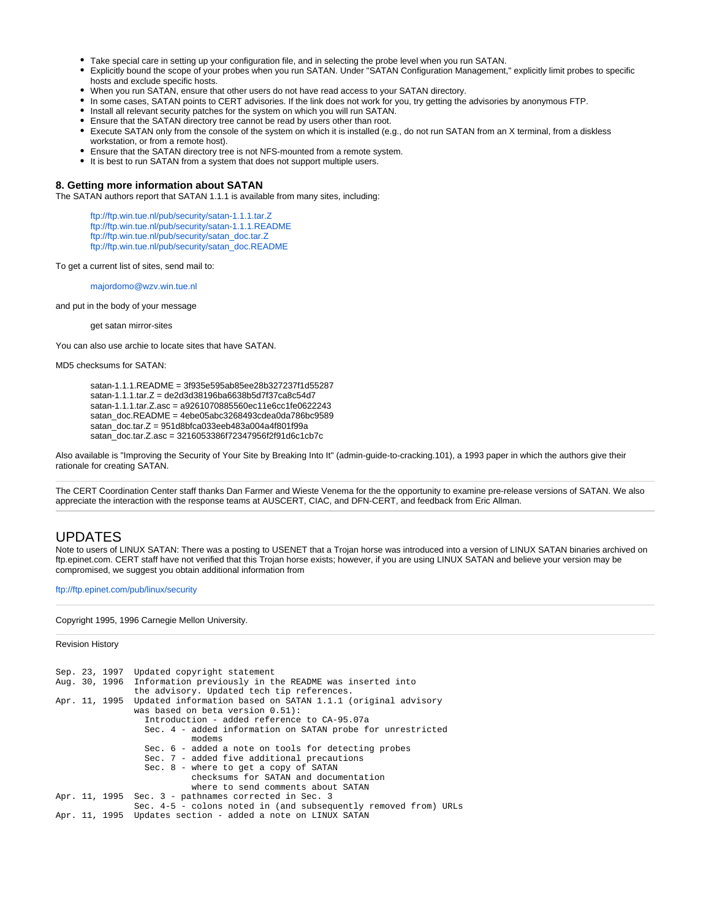- Take special care in setting up your configuration file, and in selecting the probe level when you run SATAN.
- Explicitly bound the scope of your probes when you run SATAN. Under "SATAN Configuration Management," explicitly limit probes to specific hosts and exclude specific hosts.
- When you run SATAN, ensure that other users do not have read access to your SATAN directory.
- In some cases, SATAN points to CERT advisories. If the link does not work for you, try getting the advisories by anonymous FTP.
- Install all relevant security patches for the system on which you will run SATAN.
- Ensure that the SATAN directory tree cannot be read by users other than root.
- Execute SATAN only from the console of the system on which it is installed (e.g., do not run SATAN from an X terminal, from a diskless workstation, or from a remote host).
- Ensure that the SATAN directory tree is not NFS-mounted from a remote system.
- It is best to run SATAN from a system that does not support multiple users.

### 8. Getting more information about SATAN

The SATAN authors report that SATAN 1.1.1 is available from many sites, including:

> ftp://ftp.win.tue.nl/pub/security/satan-1.1.1.tar.Z
> ftp://ftp.win.tue.nl/pub/security/satan-1.1.1.README
> ftp://ftp.win.tue.nl/pub/security/satan_doc.tar.Z
> ftp://ftp.win.tue.nl/pub/security/satan_doc.README

To get a current list of sites, send mail to:

> majordomo@wzv.win.tue.nl

and put in the body of your message

> get satan mirror-sites

You can also use archie to locate sites that have SATAN.

MD5 checksums for SATAN:

> satan-1.1.1.README = 3f935e595ab85ee28b327237f1d55287
> satan-1.1.1.tar.Z = de2d3d38196ba6638b5d7f37ca8c54d7
> satan-1.1.1.tar.Z.asc = a9261070885560ec11e6cc1fe0622243
> satan_doc.README = 4ebe05abc3268493cdea0da786bc9589
> satan_doc.tar.Z = 951d8bfca033eeb483a004a4f801f99a
> satan_doc.tar.Z.asc = 3216053386f72347956f2f91d6c1cb7c

Also available is "Improving the Security of Your Site by Breaking Into It" (admin-guide-to-cracking.101), a 1993 paper in which the authors give their rationale for creating SATAN.

---

The CERT Coordination Center staff thanks Dan Farmer and Wieste Venema for the the opportunity to examine pre-release versions of SATAN. We also appreciate the interaction with the response teams at AUSCERT, CIAC, and DFN-CERT, and feedback from Eric Allman.

---

## UPDATES

Note to users of LINUX SATAN: There was a posting to USENET that a Trojan horse was introduced into a version of LINUX SATAN binaries archived on ftp.epinet.com. CERT staff have not verified that this Trojan horse exists; however, if you are using LINUX SATAN and believe your version may be compromised, we suggest you obtain additional information from

ftp://ftp.epinet.com/pub/linux/security

---

Copyright 1995, 1996 Carnegie Mellon University.

---

Revision History

```
Sep. 23, 1997  Updated copyright statement
Aug. 30, 1996  Information previously in the README was inserted into
               the advisory. Updated tech tip references.
Apr. 11, 1995  Updated information based on SATAN 1.1.1 (original advisory
               was based on beta version 0.51):
                 Introduction - added reference to CA-95.07a
                 Sec. 4 - added information on SATAN probe for unrestricted
                          modems
                 Sec. 6 - added a note on tools for detecting probes
                 Sec. 7 - added five additional precautions
                 Sec. 8 - where to get a copy of SATAN
                          checksums for SATAN and documentation
                          where to send comments about SATAN
Apr. 11, 1995  Sec. 3 - pathnames corrected in Sec. 3
               Sec. 4-5 - colons noted in (and subsequently removed from) URLs
Apr. 11, 1995  Updates section - added a note on LINUX SATAN
```